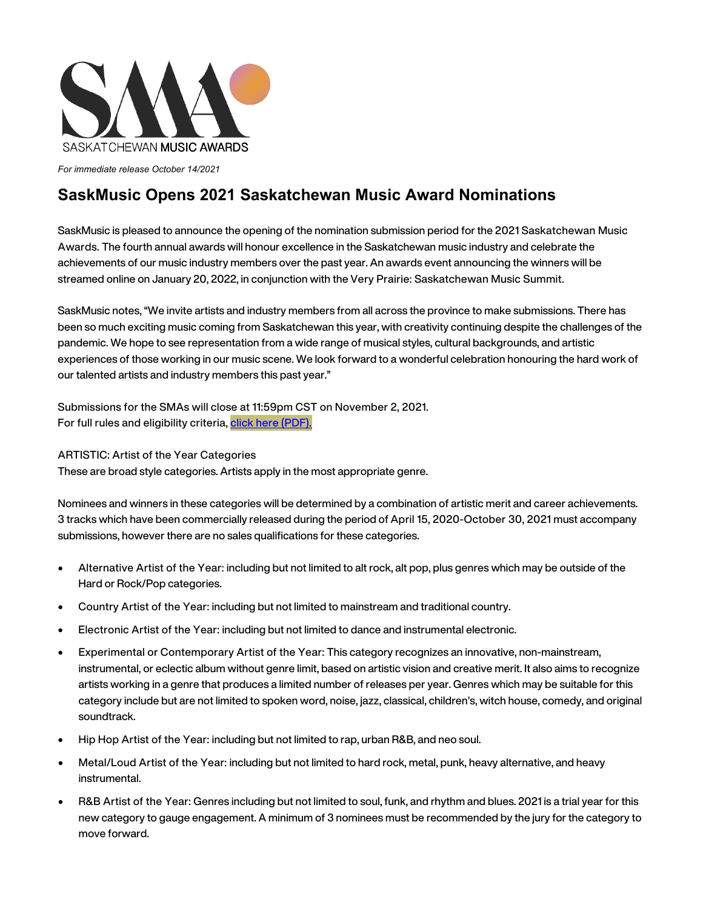SASKATCHEWAN MUSIC AWARDS

*For immediate release October 14/2021*

# SaskMusic Opens 2021 Saskatchewan Music Award Nominations

SaskMusic is pleased to announce the opening of the nomination submission period for the 2021 Saskatchewan Music Awards. The fourth annual awards will honour excellence in the Saskatchewan music industry and celebrate the achievements of our music industry members over the past year. An awards event announcing the winners will be streamed online on January 20, 2022, in conjunction with the Very Prairie: Saskatchewan Music Summit.

SaskMusic notes, "We invite artists and industry members from all across the province to make submissions. There has been so much exciting music coming from Saskatchewan this year, with creativity continuing despite the challenges of the pandemic. We hope to see representation from a wide range of musical styles, cultural backgrounds, and artistic experiences of those working in our music scene. We look forward to a wonderful celebration honouring the hard work of our talented artists and industry members this past year."

Submissions for the SMAs will close at 11:59pm CST on November 2, 2021.
For full rules and eligibility criteria, click here (PDF).

ARTISTIC: Artist of the Year Categories
These are broad style categories. Artists apply in the most appropriate genre.

Nominees and winners in these categories will be determined by a combination of artistic merit and career achievements. 3 tracks which have been commercially released during the period of April 15, 2020-October 30, 2021 must accompany submissions, however there are no sales qualifications for these categories.

- Alternative Artist of the Year: including but not limited to alt rock, alt pop, plus genres which may be outside of the Hard or Rock/Pop categories.
- Country Artist of the Year: including but not limited to mainstream and traditional country.
- Electronic Artist of the Year: including but not limited to dance and instrumental electronic.
- Experimental or Contemporary Artist of the Year: This category recognizes an innovative, non-mainstream, instrumental, or eclectic album without genre limit, based on artistic vision and creative merit. It also aims to recognize artists working in a genre that produces a limited number of releases per year. Genres which may be suitable for this category include but are not limited to spoken word, noise, jazz, classical, children's, witch house, comedy, and original soundtrack.
- Hip Hop Artist of the Year: including but not limited to rap, urban R&B, and neo soul.
- Metal/Loud Artist of the Year: including but not limited to hard rock, metal, punk, heavy alternative, and heavy instrumental.
- R&B Artist of the Year: Genres including but not limited to soul, funk, and rhythm and blues. 2021 is a trial year for this new category to gauge engagement. A minimum of 3 nominees must be recommended by the jury for the category to move forward.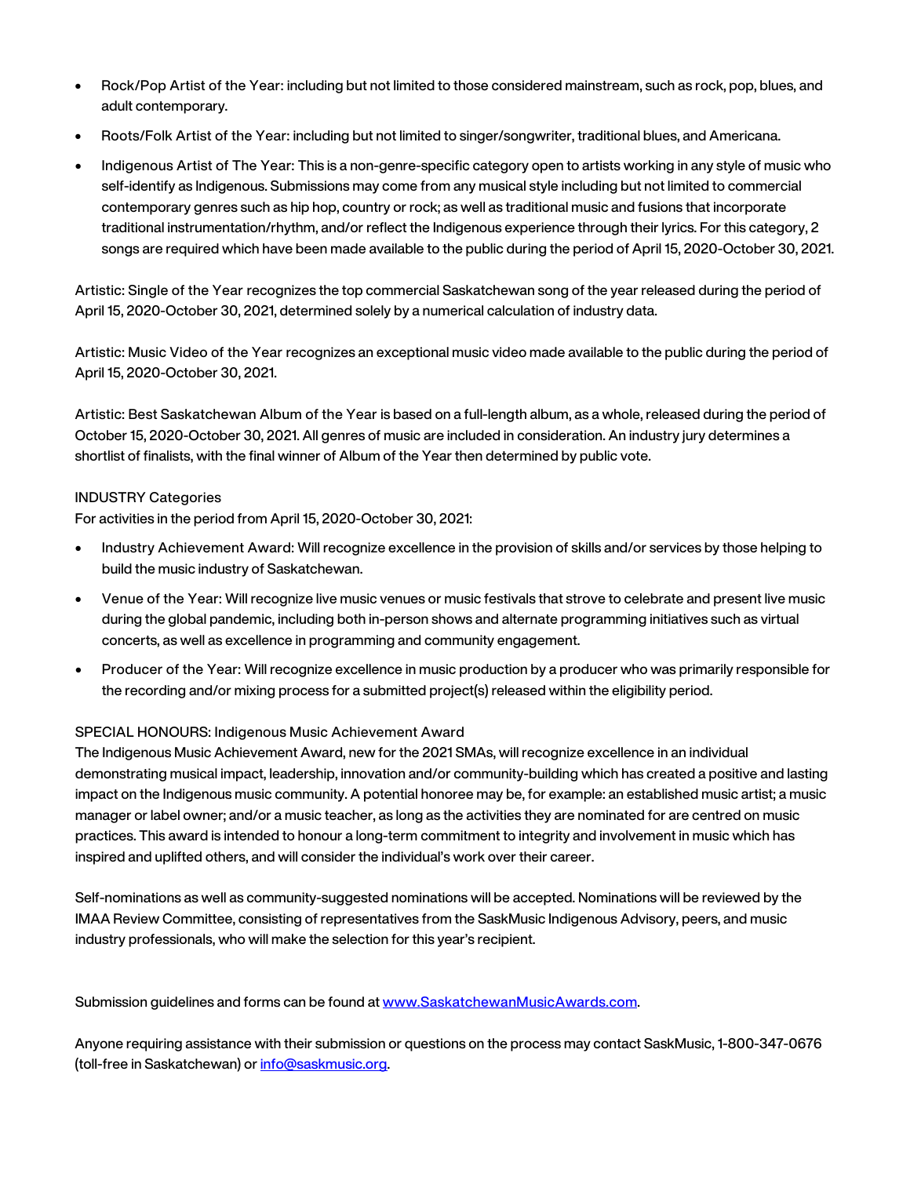- Rock/Pop Artist of the Year: including but not limited to those considered mainstream, such as rock, pop, blues, and adult contemporary.
- Roots/Folk Artist of the Year: including but not limited to singer/songwriter, traditional blues, and Americana.
- Indigenous Artist of The Year: This is a non-genre-specific category open to artists working in any style of music who self-identify as Indigenous. Submissions may come from any musical style including but not limited to commercial contemporary genres such as hip hop, country or rock; as well as traditional music and fusions that incorporate traditional instrumentation/rhythm, and/or reflect the Indigenous experience through their lyrics. For this category, 2 songs are required which have been made available to the public during the period of April 15, 2020-October 30, 2021.

Artistic: Single of the Year recognizes the top commercial Saskatchewan song of the year released during the period of April 15, 2020-October 30, 2021, determined solely by a numerical calculation of industry data.

Artistic: Music Video of the Year recognizes an exceptional music video made available to the public during the period of April 15, 2020-October 30, 2021.

Artistic: Best Saskatchewan Album of the Year is based on a full-length album, as a whole, released during the period of October 15, 2020-October 30, 2021. All genres of music are included in consideration. An industry jury determines a shortlist of finalists, with the final winner of Album of the Year then determined by public vote.

INDUSTRY Categories

For activities in the period from April 15, 2020-October 30, 2021:

- Industry Achievement Award: Will recognize excellence in the provision of skills and/or services by those helping to build the music industry of Saskatchewan.
- Venue of the Year: Will recognize live music venues or music festivals that strove to celebrate and present live music during the global pandemic, including both in-person shows and alternate programming initiatives such as virtual concerts, as well as excellence in programming and community engagement.
- Producer of the Year: Will recognize excellence in music production by a producer who was primarily responsible for the recording and/or mixing process for a submitted project(s) released within the eligibility period.

SPECIAL HONOURS: Indigenous Music Achievement Award

The Indigenous Music Achievement Award, new for the 2021 SMAs, will recognize excellence in an individual demonstrating musical impact, leadership, innovation and/or community-building which has created a positive and lasting impact on the Indigenous music community. A potential honoree may be, for example: an established music artist; a music manager or label owner; and/or a music teacher, as long as the activities they are nominated for are centred on music practices. This award is intended to honour a long-term commitment to integrity and involvement in music which has inspired and uplifted others, and will consider the individual's work over their career.

Self-nominations as well as community-suggested nominations will be accepted. Nominations will be reviewed by the IMAA Review Committee, consisting of representatives from the SaskMusic Indigenous Advisory, peers, and music industry professionals, who will make the selection for this year's recipient.

Submission guidelines and forms can be found at [www.SaskatchewanMusicAwards.com](http://www.SaskatchewanMusicAwards.com).

Anyone requiring assistance with their submission or questions on the process may contact SaskMusic, 1-800-347-0676 (toll-free in Saskatchewan) or [info@saskmusic.org](mailto:info@saskmusic.org).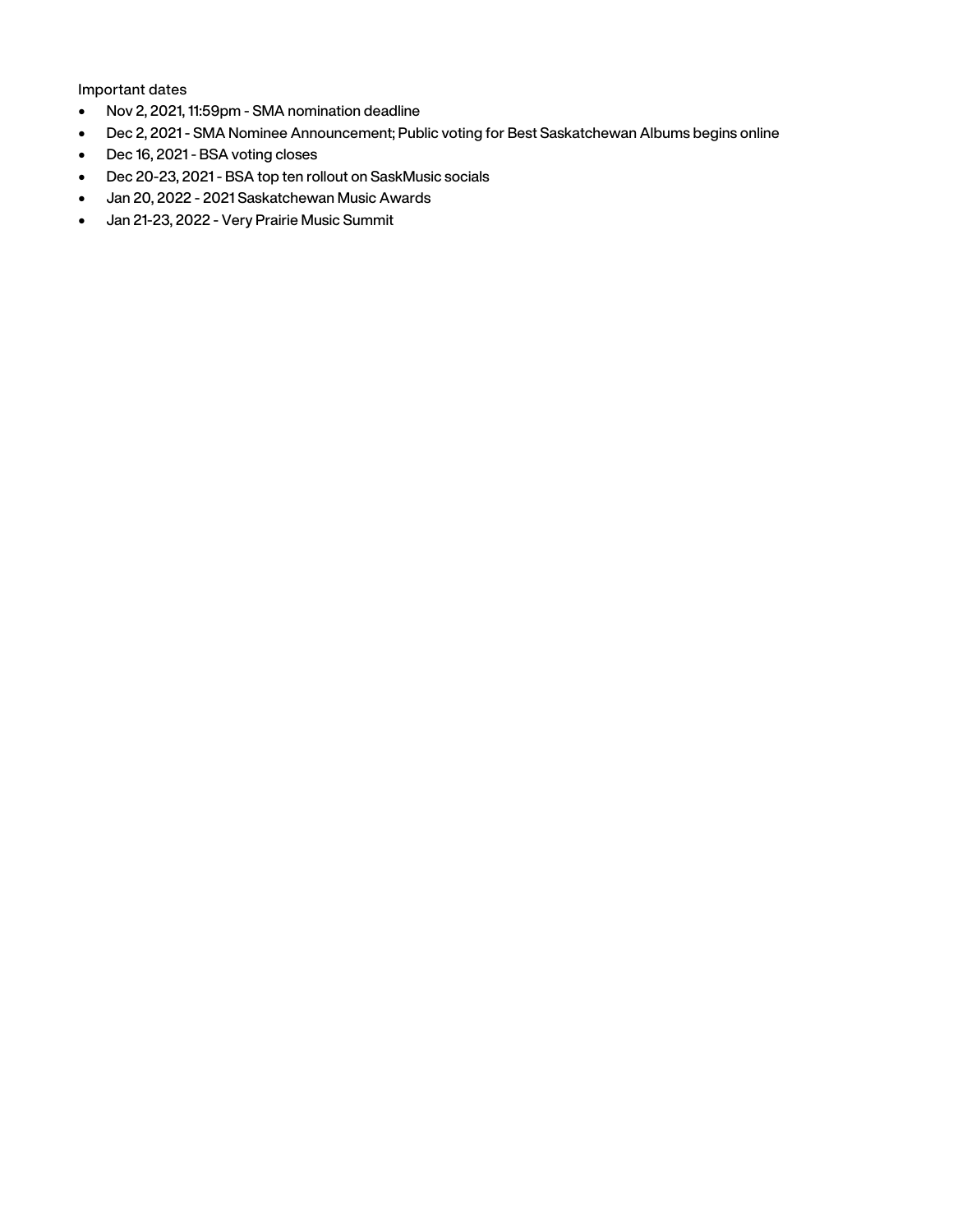Important dates

- Nov 2, 2021, 11:59pm - SMA nomination deadline
- Dec 2, 2021 - SMA Nominee Announcement; Public voting for Best Saskatchewan Albums begins online
- Dec 16, 2021 - BSA voting closes
- Dec 20-23, 2021 - BSA top ten rollout on SaskMusic socials
- Jan 20, 2022 - 2021 Saskatchewan Music Awards
- Jan 21-23, 2022 - Very Prairie Music Summit